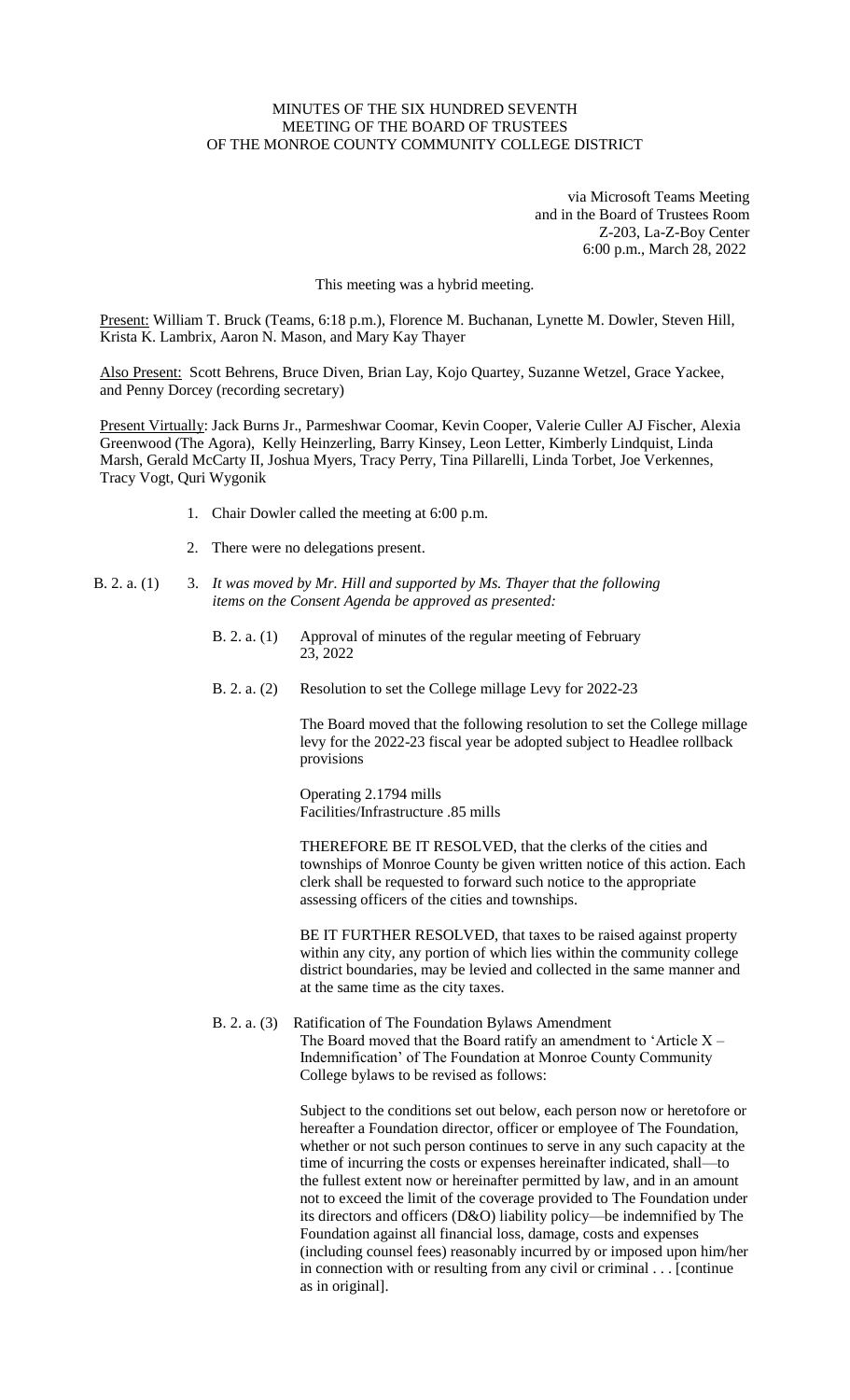MINUTES OF THE SIX HUNDRED SEVENTH
MEETING OF THE BOARD OF TRUSTEES
OF THE MONROE COUNTY COMMUNITY COLLEGE DISTRICT

via Microsoft Teams Meeting
and in the Board of Trustees Room
Z-203, La-Z-Boy Center
6:00 p.m., March 28, 2022

This meeting was a hybrid meeting.

Present: William T. Bruck (Teams, 6:18 p.m.), Florence M. Buchanan, Lynette M. Dowler, Steven Hill, Krista K. Lambrix, Aaron N. Mason, and Mary Kay Thayer

Also Present: Scott Behrens, Bruce Diven, Brian Lay, Kojo Quartey, Suzanne Wetzel, Grace Yackee, and Penny Dorcey (recording secretary)

Present Virtually: Jack Burns Jr., Parmeshwar Coomar, Kevin Cooper, Valerie Culler AJ Fischer, Alexia Greenwood (The Agora), Kelly Heinzerling, Barry Kinsey, Leon Letter, Kimberly Lindquist, Linda Marsh, Gerald McCarty II, Joshua Myers, Tracy Perry, Tina Pillarelli, Linda Torbet, Joe Verkennes, Tracy Vogt, Quri Wygonik

1. Chair Dowler called the meeting at 6:00 p.m.

2. There were no delegations present.

B. 2. a. (1) 3. *It was moved by Mr. Hill and supported by Ms. Thayer that the following items on the Consent Agenda be approved as presented:*

B. 2. a. (1) Approval of minutes of the regular meeting of February 23, 2022

B. 2. a. (2) Resolution to set the College millage Levy for 2022-23

The Board moved that the following resolution to set the College millage levy for the 2022-23 fiscal year be adopted subject to Headlee rollback provisions

Operating 2.1794 mills
Facilities/Infrastructure .85 mills

THEREFORE BE IT RESOLVED, that the clerks of the cities and townships of Monroe County be given written notice of this action. Each clerk shall be requested to forward such notice to the appropriate assessing officers of the cities and townships.

BE IT FURTHER RESOLVED, that taxes to be raised against property within any city, any portion of which lies within the community college district boundaries, may be levied and collected in the same manner and at the same time as the city taxes.

B. 2. a. (3) Ratification of The Foundation Bylaws Amendment

The Board moved that the Board ratify an amendment to 'Article X – Indemnification' of The Foundation at Monroe County Community College bylaws to be revised as follows:

Subject to the conditions set out below, each person now or heretofore or hereafter a Foundation director, officer or employee of The Foundation, whether or not such person continues to serve in any such capacity at the time of incurring the costs or expenses hereinafter indicated, shall—to the fullest extent now or hereinafter permitted by law, and in an amount not to exceed the limit of the coverage provided to The Foundation under its directors and officers (D&O) liability policy—be indemnified by The Foundation against all financial loss, damage, costs and expenses (including counsel fees) reasonably incurred by or imposed upon him/her in connection with or resulting from any civil or criminal . . . [continue as in original].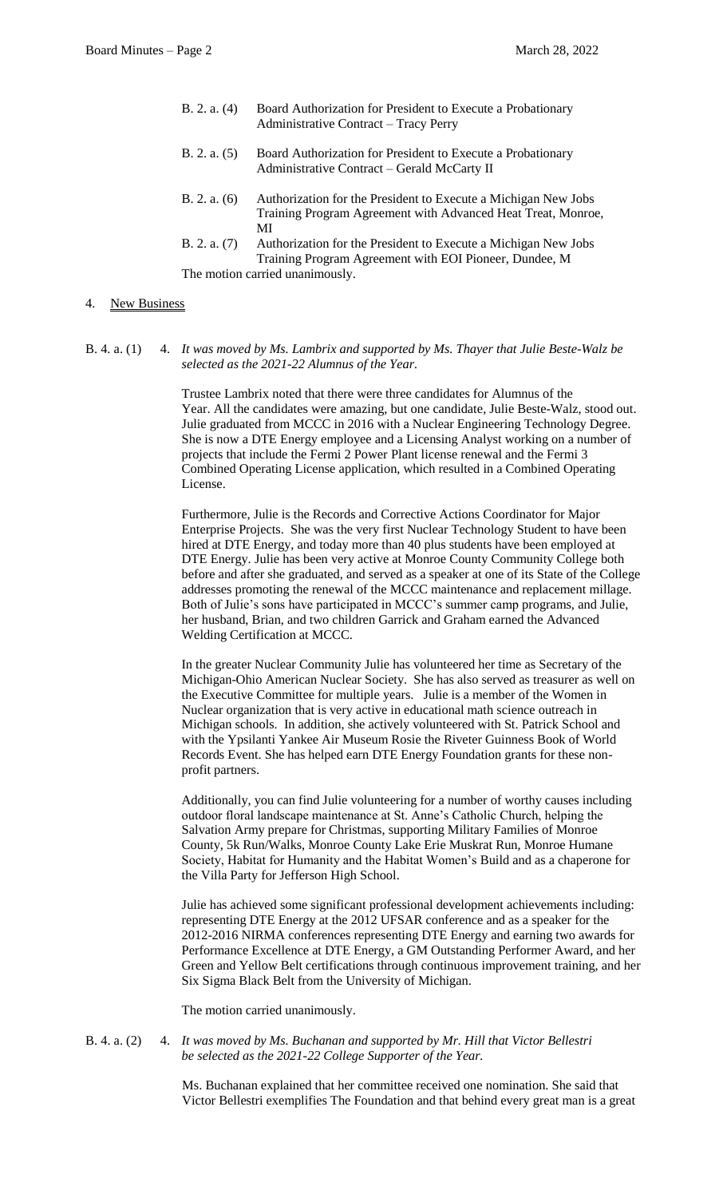B. 2. a. (4) Board Authorization for President to Execute a Probationary Administrative Contract – Tracy Perry

B. 2. a. (5) Board Authorization for President to Execute a Probationary Administrative Contract – Gerald McCarty II

B. 2. a. (6) Authorization for the President to Execute a Michigan New Jobs Training Program Agreement with Advanced Heat Treat, Monroe, MI

B. 2. a. (7) Authorization for the President to Execute a Michigan New Jobs Training Program Agreement with EOI Pioneer, Dundee, M

The motion carried unanimously.

4. New Business

B. 4. a. (1) 4. *It was moved by Ms. Lambrix and supported by Ms. Thayer that Julie Beste-Walz be selected as the 2021-22 Alumnus of the Year.*

Trustee Lambrix noted that there were three candidates for Alumnus of the Year. All the candidates were amazing, but one candidate, Julie Beste-Walz, stood out. Julie graduated from MCCC in 2016 with a Nuclear Engineering Technology Degree. She is now a DTE Energy employee and a Licensing Analyst working on a number of projects that include the Fermi 2 Power Plant license renewal and the Fermi 3 Combined Operating License application, which resulted in a Combined Operating License.

Furthermore, Julie is the Records and Corrective Actions Coordinator for Major Enterprise Projects. She was the very first Nuclear Technology Student to have been hired at DTE Energy, and today more than 40 plus students have been employed at DTE Energy. Julie has been very active at Monroe County Community College both before and after she graduated, and served as a speaker at one of its State of the College addresses promoting the renewal of the MCCC maintenance and replacement millage. Both of Julie's sons have participated in MCCC's summer camp programs, and Julie, her husband, Brian, and two children Garrick and Graham earned the Advanced Welding Certification at MCCC.

In the greater Nuclear Community Julie has volunteered her time as Secretary of the Michigan-Ohio American Nuclear Society. She has also served as treasurer as well on the Executive Committee for multiple years. Julie is a member of the Women in Nuclear organization that is very active in educational math science outreach in Michigan schools. In addition, she actively volunteered with St. Patrick School and with the Ypsilanti Yankee Air Museum Rosie the Riveter Guinness Book of World Records Event. She has helped earn DTE Energy Foundation grants for these non-profit partners.

Additionally, you can find Julie volunteering for a number of worthy causes including outdoor floral landscape maintenance at St. Anne's Catholic Church, helping the Salvation Army prepare for Christmas, supporting Military Families of Monroe County, 5k Run/Walks, Monroe County Lake Erie Muskrat Run, Monroe Humane Society, Habitat for Humanity and the Habitat Women's Build and as a chaperone for the Villa Party for Jefferson High School.

Julie has achieved some significant professional development achievements including: representing DTE Energy at the 2012 UFSAR conference and as a speaker for the 2012-2016 NIRMA conferences representing DTE Energy and earning two awards for Performance Excellence at DTE Energy, a GM Outstanding Performer Award, and her Green and Yellow Belt certifications through continuous improvement training, and her Six Sigma Black Belt from the University of Michigan.

The motion carried unanimously.

B. 4. a. (2) 4. *It was moved by Ms. Buchanan and supported by Mr. Hill that Victor Bellestri be selected as the 2021-22 College Supporter of the Year.*

Ms. Buchanan explained that her committee received one nomination. She said that Victor Bellestri exemplifies The Foundation and that behind every great man is a great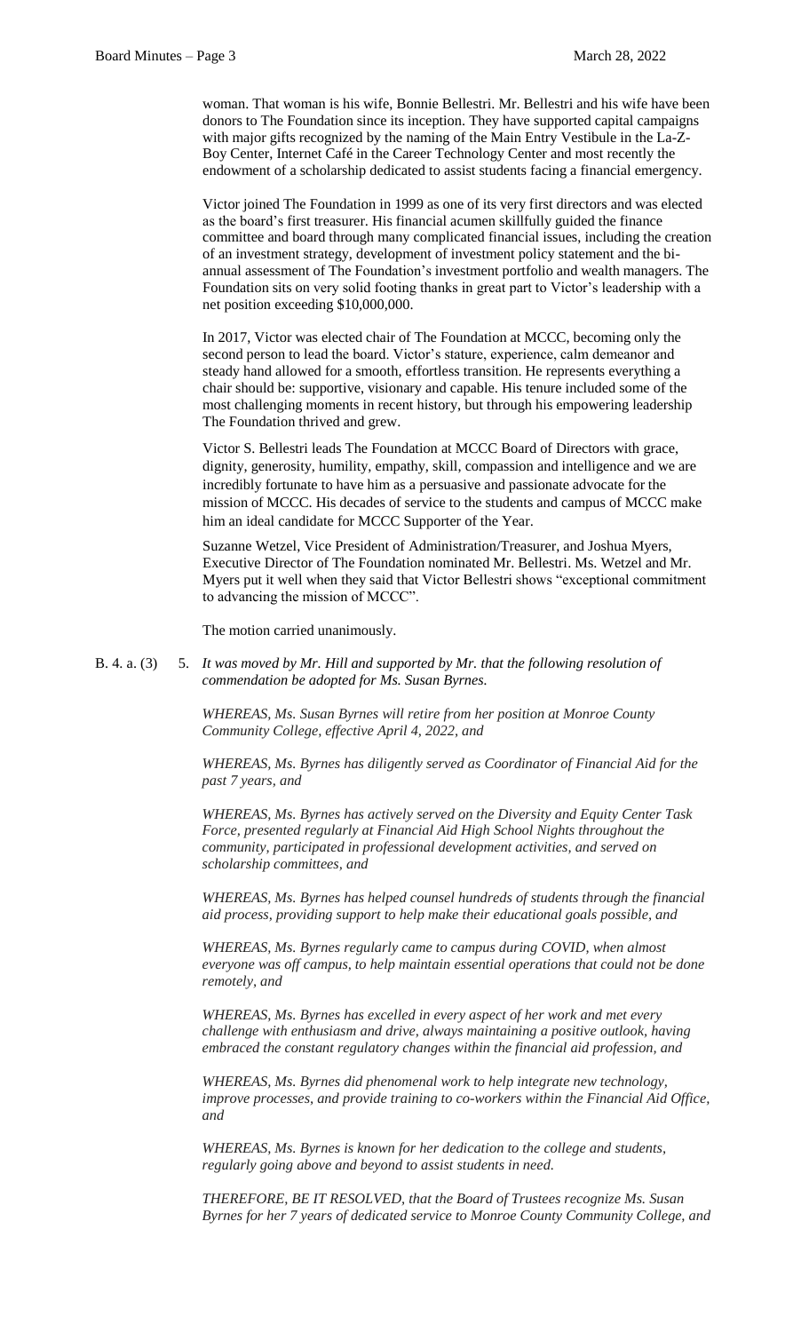woman. That woman is his wife, Bonnie Bellestri. Mr. Bellestri and his wife have been donors to The Foundation since its inception. They have supported capital campaigns with major gifts recognized by the naming of the Main Entry Vestibule in the La-Z-Boy Center, Internet Café in the Career Technology Center and most recently the endowment of a scholarship dedicated to assist students facing a financial emergency.

Victor joined The Foundation in 1999 as one of its very first directors and was elected as the board's first treasurer. His financial acumen skillfully guided the finance committee and board through many complicated financial issues, including the creation of an investment strategy, development of investment policy statement and the bi-annual assessment of The Foundation's investment portfolio and wealth managers. The Foundation sits on very solid footing thanks in great part to Victor's leadership with a net position exceeding $10,000,000.

In 2017, Victor was elected chair of The Foundation at MCCC, becoming only the second person to lead the board. Victor's stature, experience, calm demeanor and steady hand allowed for a smooth, effortless transition. He represents everything a chair should be: supportive, visionary and capable. His tenure included some of the most challenging moments in recent history, but through his empowering leadership The Foundation thrived and grew.

Victor S. Bellestri leads The Foundation at MCCC Board of Directors with grace, dignity, generosity, humility, empathy, skill, compassion and intelligence and we are incredibly fortunate to have him as a persuasive and passionate advocate for the mission of MCCC. His decades of service to the students and campus of MCCC make him an ideal candidate for MCCC Supporter of the Year.

Suzanne Wetzel, Vice President of Administration/Treasurer, and Joshua Myers, Executive Director of The Foundation nominated Mr. Bellestri. Ms. Wetzel and Mr. Myers put it well when they said that Victor Bellestri shows "exceptional commitment to advancing the mission of MCCC".

The motion carried unanimously.

B. 4. a. (3) 5. *It was moved by Mr. Hill and supported by Mr. that the following resolution of commendation be adopted for Ms. Susan Byrnes.*

*WHEREAS, Ms. Susan Byrnes will retire from her position at Monroe County Community College, effective April 4, 2022, and*

*WHEREAS, Ms. Byrnes has diligently served as Coordinator of Financial Aid for the past 7 years, and*

*WHEREAS, Ms. Byrnes has actively served on the Diversity and Equity Center Task Force, presented regularly at Financial Aid High School Nights throughout the community, participated in professional development activities, and served on scholarship committees, and*

*WHEREAS, Ms. Byrnes has helped counsel hundreds of students through the financial aid process, providing support to help make their educational goals possible, and*

*WHEREAS, Ms. Byrnes regularly came to campus during COVID, when almost everyone was off campus, to help maintain essential operations that could not be done remotely, and*

*WHEREAS, Ms. Byrnes has excelled in every aspect of her work and met every challenge with enthusiasm and drive, always maintaining a positive outlook, having embraced the constant regulatory changes within the financial aid profession, and*

*WHEREAS, Ms. Byrnes did phenomenal work to help integrate new technology, improve processes, and provide training to co-workers within the Financial Aid Office, and*

*WHEREAS, Ms. Byrnes is known for her dedication to the college and students, regularly going above and beyond to assist students in need.*

*THEREFORE, BE IT RESOLVED, that the Board of Trustees recognize Ms. Susan Byrnes for her 7 years of dedicated service to Monroe County Community College, and*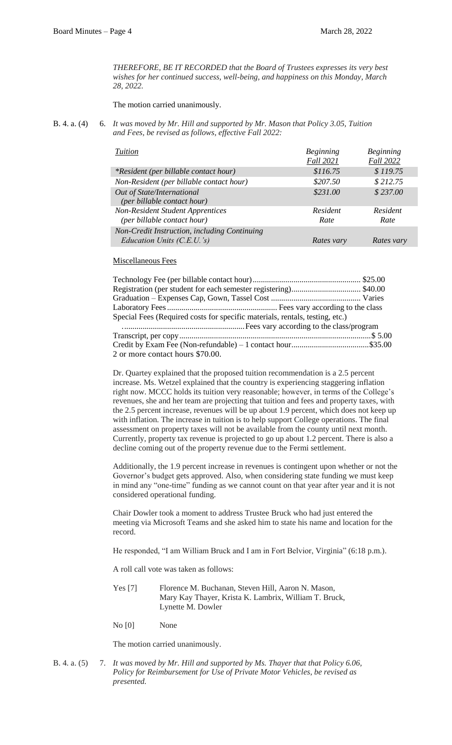*THEREFORE, BE IT RECORDED that the Board of Trustees expresses its very best wishes for her continued success, well-being, and happiness on this Monday, March 28, 2022.*

The motion carried unanimously.

B. 4. a. (4) 6. *It was moved by Mr. Hill and supported by Mr. Mason that Policy 3.05, Tuition and Fees, be revised as follows, effective Fall 2022:*

| *Tuition* | *Beginning Fall 2021* | *Beginning Fall 2022* |
|---|---|---|
| *\*Resident (per billable contact hour)* | *$116.75* | *$ 119.75* |
| *Non-Resident (per billable contact hour)* | *$207.50* | *$ 212.75* |
| *Out of State/International (per billable contact hour)* | *$231.00* | *$ 237.00* |
| *Non-Resident Student Apprentices (per billable contact hour)* | *Resident Rate* | *Resident Rate* |
| *Non-Credit Instruction, including Continuing Education Units (C.E.U.'s)* | *Rates vary* | *Rates vary* |

Miscellaneous Fees

Technology Fee (per billable contact hour) ..................................................... $25.00
Registration (per student for each semester registering) .................................. $40.00
Graduation – Expenses Cap, Gown, Tassel Cost ............................................ Varies
Laboratory Fees ...................................................... Fees vary according to the class
Special Fees (Required costs for specific materials, rentals, testing, etc.)
............................................................ Fees vary according to the class/program
Transcript, per copy ......................................................................................... $ 5.00
Credit by Exam Fee (Non-refundable) – 1 contact hour...................................... $35.00
2 or more contact hours $70.00.

Dr. Quartey explained that the proposed tuition recommendation is a 2.5 percent increase. Ms. Wetzel explained that the country is experiencing staggering inflation right now. MCCC holds its tuition very reasonable; however, in terms of the College's revenues, she and her team are projecting that tuition and fees and property taxes, with the 2.5 percent increase, revenues will be up about 1.9 percent, which does not keep up with inflation. The increase in tuition is to help support College operations. The final assessment on property taxes will not be available from the county until next month. Currently, property tax revenue is projected to go up about 1.2 percent. There is also a decline coming out of the property revenue due to the Fermi settlement.

Additionally, the 1.9 percent increase in revenues is contingent upon whether or not the Governor's budget gets approved. Also, when considering state funding we must keep in mind any "one-time" funding as we cannot count on that year after year and it is not considered operational funding.

Chair Dowler took a moment to address Trustee Bruck who had just entered the meeting via Microsoft Teams and she asked him to state his name and location for the record.

He responded, "I am William Bruck and I am in Fort Belvior, Virginia" (6:18 p.m.).

A roll call vote was taken as follows:

Yes [7] Florence M. Buchanan, Steven Hill, Aaron N. Mason, Mary Kay Thayer, Krista K. Lambrix, William T. Bruck, Lynette M. Dowler

No [0] None

The motion carried unanimously.

B. 4. a. (5) 7. *It was moved by Mr. Hill and supported by Ms. Thayer that that Policy 6.06, Policy for Reimbursement for Use of Private Motor Vehicles, be revised as presented.*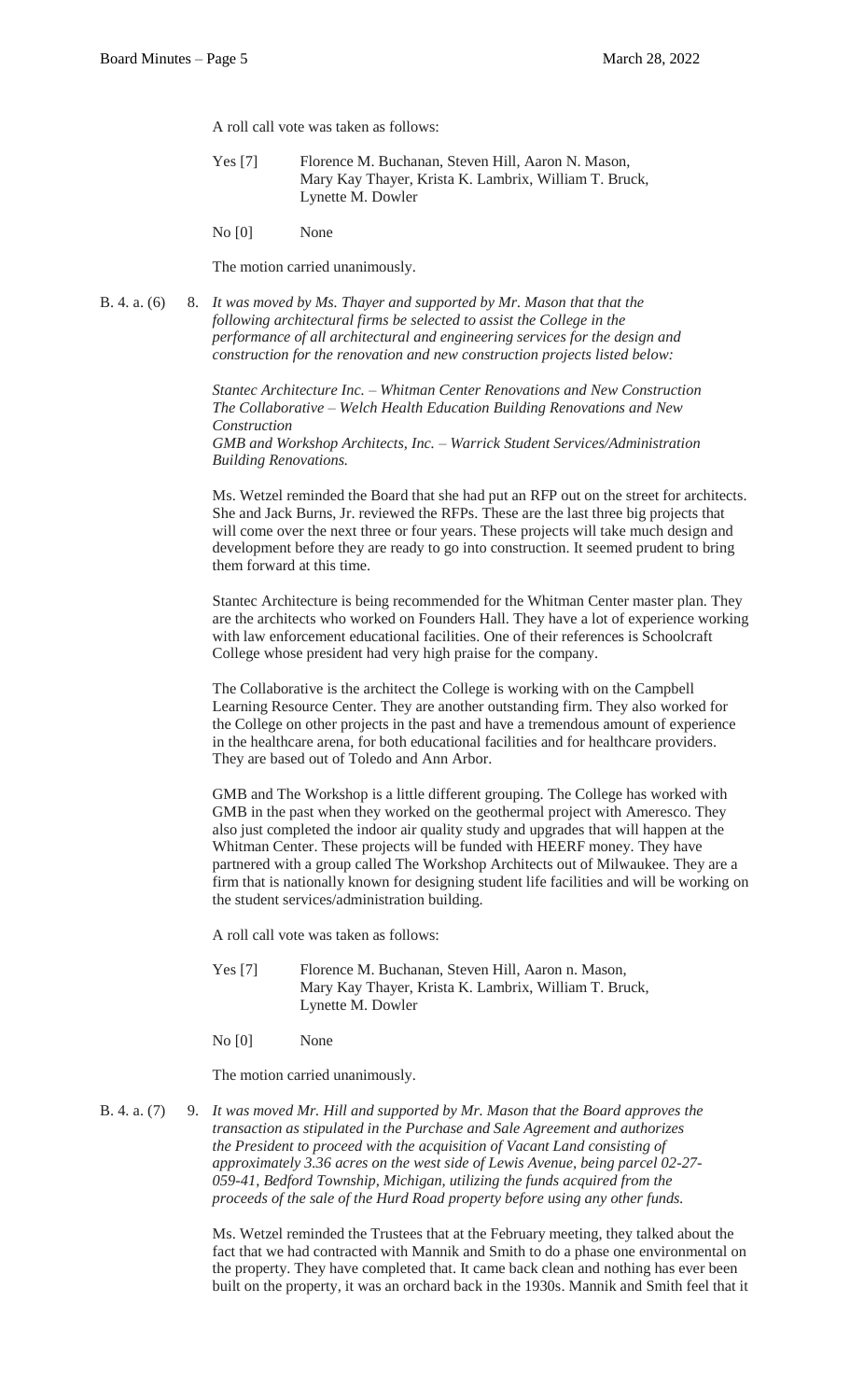A roll call vote was taken as follows:

Yes [7] Florence M. Buchanan, Steven Hill, Aaron N. Mason, Mary Kay Thayer, Krista K. Lambrix, William T. Bruck, Lynette M. Dowler

No [0] None

The motion carried unanimously.

B. 4. a. (6) 8. *It was moved by Ms. Thayer and supported by Mr. Mason that that the following architectural firms be selected to assist the College in the performance of all architectural and engineering services for the design and construction for the renovation and new construction projects listed below:*

*Stantec Architecture Inc. – Whitman Center Renovations and New Construction*
*The Collaborative – Welch Health Education Building Renovations and New Construction*
*GMB and Workshop Architects, Inc. – Warrick Student Services/Administration Building Renovations.*

Ms. Wetzel reminded the Board that she had put an RFP out on the street for architects. She and Jack Burns, Jr. reviewed the RFPs. These are the last three big projects that will come over the next three or four years. These projects will take much design and development before they are ready to go into construction. It seemed prudent to bring them forward at this time.

Stantec Architecture is being recommended for the Whitman Center master plan. They are the architects who worked on Founders Hall. They have a lot of experience working with law enforcement educational facilities. One of their references is Schoolcraft College whose president had very high praise for the company.

The Collaborative is the architect the College is working with on the Campbell Learning Resource Center. They are another outstanding firm. They also worked for the College on other projects in the past and have a tremendous amount of experience in the healthcare arena, for both educational facilities and for healthcare providers. They are based out of Toledo and Ann Arbor.

GMB and The Workshop is a little different grouping. The College has worked with GMB in the past when they worked on the geothermal project with Ameresco. They also just completed the indoor air quality study and upgrades that will happen at the Whitman Center. These projects will be funded with HEERF money. They have partnered with a group called The Workshop Architects out of Milwaukee. They are a firm that is nationally known for designing student life facilities and will be working on the student services/administration building.

A roll call vote was taken as follows:

Yes [7] Florence M. Buchanan, Steven Hill, Aaron n. Mason, Mary Kay Thayer, Krista K. Lambrix, William T. Bruck, Lynette M. Dowler

No [0] None

The motion carried unanimously.

B. 4. a. (7) 9. *It was moved Mr. Hill and supported by Mr. Mason that the Board approves the transaction as stipulated in the Purchase and Sale Agreement and authorizes the President to proceed with the acquisition of Vacant Land consisting of approximately 3.36 acres on the west side of Lewis Avenue, being parcel 02-27-059-41, Bedford Township, Michigan, utilizing the funds acquired from the proceeds of the sale of the Hurd Road property before using any other funds.*

Ms. Wetzel reminded the Trustees that at the February meeting, they talked about the fact that we had contracted with Mannik and Smith to do a phase one environmental on the property. They have completed that. It came back clean and nothing has ever been built on the property, it was an orchard back in the 1930s. Mannik and Smith feel that it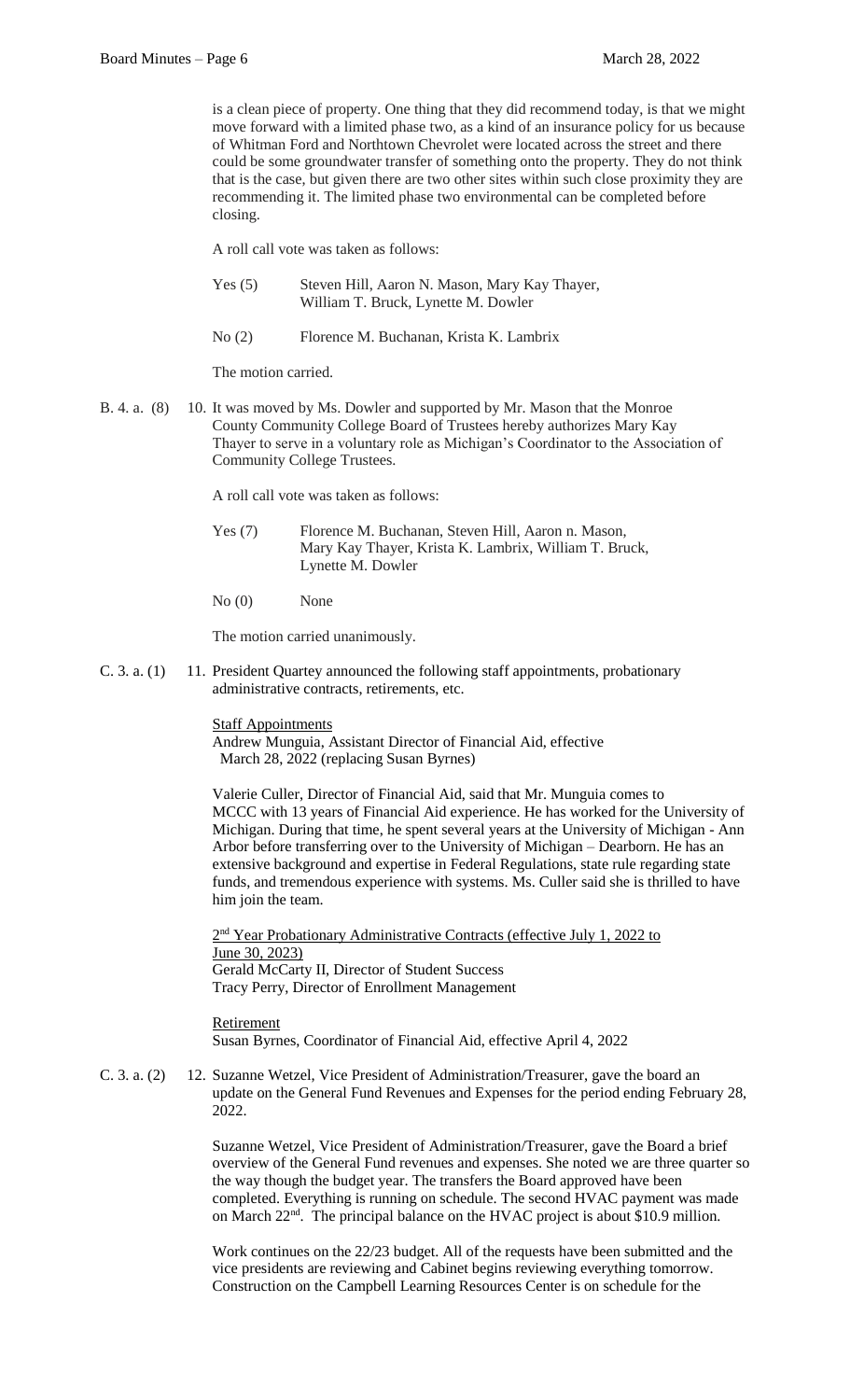is a clean piece of property. One thing that they did recommend today, is that we might move forward with a limited phase two, as a kind of an insurance policy for us because of Whitman Ford and Northtown Chevrolet were located across the street and there could be some groundwater transfer of something onto the property. They do not think that is the case, but given there are two other sites within such close proximity they are recommending it. The limited phase two environmental can be completed before closing.

A roll call vote was taken as follows:

Yes (5) Steven Hill, Aaron N. Mason, Mary Kay Thayer, William T. Bruck, Lynette M. Dowler

No (2) Florence M. Buchanan, Krista K. Lambrix

The motion carried.

B. 4. a. (8) 10. It was moved by Ms. Dowler and supported by Mr. Mason that the Monroe County Community College Board of Trustees hereby authorizes Mary Kay Thayer to serve in a voluntary role as Michigan's Coordinator to the Association of Community College Trustees.

A roll call vote was taken as follows:

Yes (7) Florence M. Buchanan, Steven Hill, Aaron n. Mason, Mary Kay Thayer, Krista K. Lambrix, William T. Bruck, Lynette M. Dowler

No (0) None

The motion carried unanimously.

C. 3. a. (1) 11. President Quartey announced the following staff appointments, probationary administrative contracts, retirements, etc.

Staff Appointments
Andrew Munguia, Assistant Director of Financial Aid, effective March 28, 2022 (replacing Susan Byrnes)

Valerie Culler, Director of Financial Aid, said that Mr. Munguia comes to MCCC with 13 years of Financial Aid experience. He has worked for the University of Michigan. During that time, he spent several years at the University of Michigan - Ann Arbor before transferring over to the University of Michigan – Dearborn. He has an extensive background and expertise in Federal Regulations, state rule regarding state funds, and tremendous experience with systems. Ms. Culler said she is thrilled to have him join the team.

2nd Year Probationary Administrative Contracts (effective July 1, 2022 to June 30, 2023)
Gerald McCarty II, Director of Student Success
Tracy Perry, Director of Enrollment Management

Retirement
Susan Byrnes, Coordinator of Financial Aid, effective April 4, 2022

C. 3. a. (2) 12. Suzanne Wetzel, Vice President of Administration/Treasurer, gave the board an update on the General Fund Revenues and Expenses for the period ending February 28, 2022.

Suzanne Wetzel, Vice President of Administration/Treasurer, gave the Board a brief overview of the General Fund revenues and expenses. She noted we are three quarter so the way though the budget year. The transfers the Board approved have been completed. Everything is running on schedule. The second HVAC payment was made on March 22nd. The principal balance on the HVAC project is about $10.9 million.

Work continues on the 22/23 budget. All of the requests have been submitted and the vice presidents are reviewing and Cabinet begins reviewing everything tomorrow. Construction on the Campbell Learning Resources Center is on schedule for the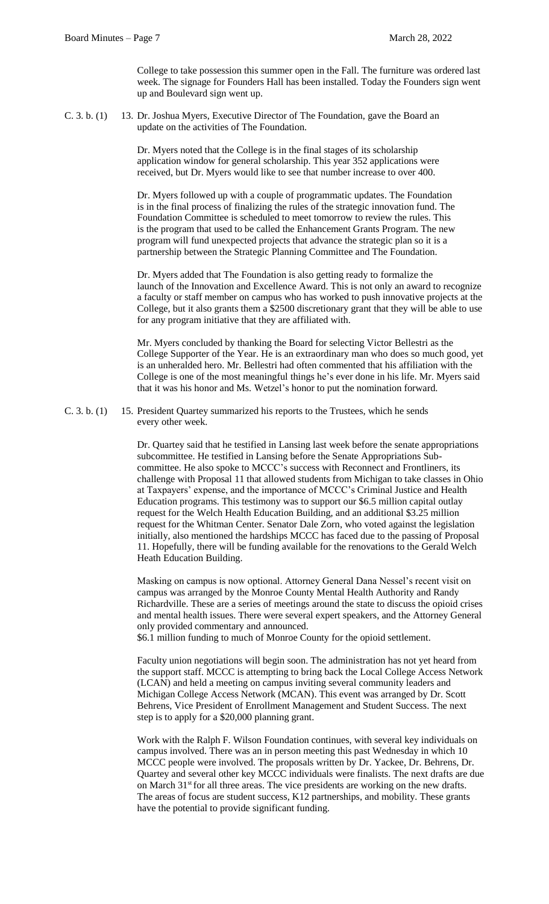College to take possession this summer open in the Fall. The furniture was ordered last week. The signage for Founders Hall has been installed. Today the Founders sign went up and Boulevard sign went up.

C. 3. b. (1) 13. Dr. Joshua Myers, Executive Director of The Foundation, gave the Board an update on the activities of The Foundation.

Dr. Myers noted that the College is in the final stages of its scholarship application window for general scholarship. This year 352 applications were received, but Dr. Myers would like to see that number increase to over 400.

Dr. Myers followed up with a couple of programmatic updates. The Foundation is in the final process of finalizing the rules of the strategic innovation fund. The Foundation Committee is scheduled to meet tomorrow to review the rules. This is the program that used to be called the Enhancement Grants Program. The new program will fund unexpected projects that advance the strategic plan so it is a partnership between the Strategic Planning Committee and The Foundation.

Dr. Myers added that The Foundation is also getting ready to formalize the launch of the Innovation and Excellence Award. This is not only an award to recognize a faculty or staff member on campus who has worked to push innovative projects at the College, but it also grants them a $2500 discretionary grant that they will be able to use for any program initiative that they are affiliated with.

Mr. Myers concluded by thanking the Board for selecting Victor Bellestri as the College Supporter of the Year. He is an extraordinary man who does so much good, yet is an unheralded hero. Mr. Bellestri had often commented that his affiliation with the College is one of the most meaningful things he's ever done in his life. Mr. Myers said that it was his honor and Ms. Wetzel's honor to put the nomination forward.

C. 3. b. (1) 15. President Quartey summarized his reports to the Trustees, which he sends every other week.

Dr. Quartey said that he testified in Lansing last week before the senate appropriations subcommittee. He testified in Lansing before the Senate Appropriations Sub-committee. He also spoke to MCCC's success with Reconnect and Frontliners, its challenge with Proposal 11 that allowed students from Michigan to take classes in Ohio at Taxpayers' expense, and the importance of MCCC's Criminal Justice and Health Education programs. This testimony was to support our $6.5 million capital outlay request for the Welch Health Education Building, and an additional $3.25 million request for the Whitman Center. Senator Dale Zorn, who voted against the legislation initially, also mentioned the hardships MCCC has faced due to the passing of Proposal 11. Hopefully, there will be funding available for the renovations to the Gerald Welch Heath Education Building.

Masking on campus is now optional. Attorney General Dana Nessel's recent visit on campus was arranged by the Monroe County Mental Health Authority and Randy Richardville. These are a series of meetings around the state to discuss the opioid crises and mental health issues. There were several expert speakers, and the Attorney General only provided commentary and announced.
$6.1 million funding to much of Monroe County for the opioid settlement.

Faculty union negotiations will begin soon. The administration has not yet heard from the support staff. MCCC is attempting to bring back the Local College Access Network (LCAN) and held a meeting on campus inviting several community leaders and Michigan College Access Network (MCAN). This event was arranged by Dr. Scott Behrens, Vice President of Enrollment Management and Student Success. The next step is to apply for a $20,000 planning grant.

Work with the Ralph F. Wilson Foundation continues, with several key individuals on campus involved. There was an in person meeting this past Wednesday in which 10 MCCC people were involved. The proposals written by Dr. Yackee, Dr. Behrens, Dr. Quartey and several other key MCCC individuals were finalists. The next drafts are due on March 31st for all three areas. The vice presidents are working on the new drafts. The areas of focus are student success, K12 partnerships, and mobility. These grants have the potential to provide significant funding.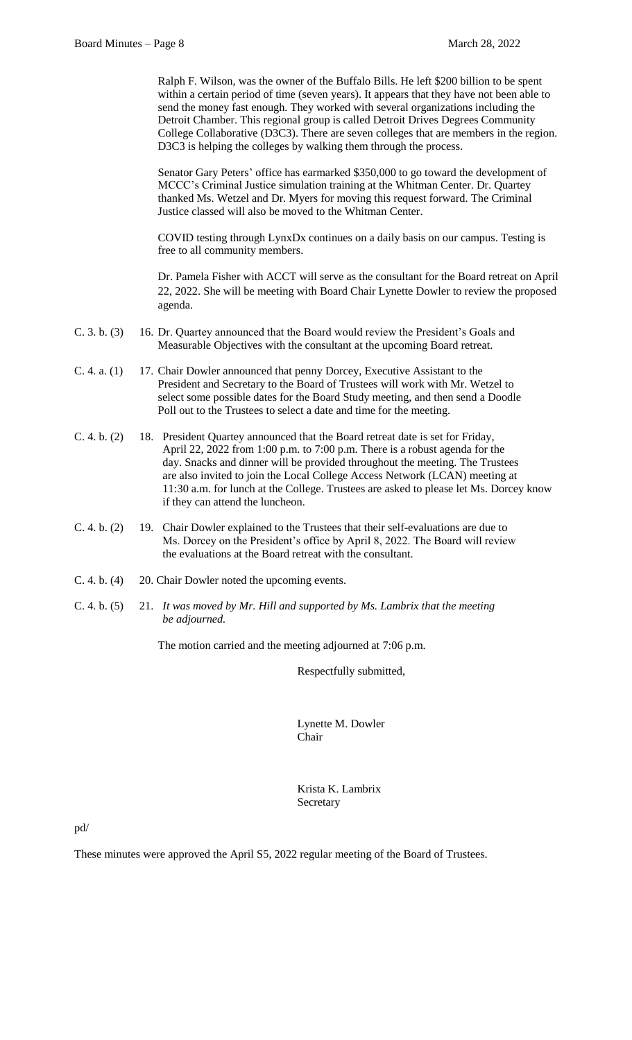Ralph F. Wilson, was the owner of the Buffalo Bills. He left $200 billion to be spent within a certain period of time (seven years). It appears that they have not been able to send the money fast enough. They worked with several organizations including the Detroit Chamber. This regional group is called Detroit Drives Degrees Community College Collaborative (D3C3). There are seven colleges that are members in the region. D3C3 is helping the colleges by walking them through the process.

Senator Gary Peters' office has earmarked $350,000 to go toward the development of MCCC's Criminal Justice simulation training at the Whitman Center. Dr. Quartey thanked Ms. Wetzel and Dr. Myers for moving this request forward. The Criminal Justice classed will also be moved to the Whitman Center.

COVID testing through LynxDx continues on a daily basis on our campus. Testing is free to all community members.

Dr. Pamela Fisher with ACCT will serve as the consultant for the Board retreat on April 22, 2022. She will be meeting with Board Chair Lynette Dowler to review the proposed agenda.

C. 3. b. (3) 16. Dr. Quartey announced that the Board would review the President's Goals and Measurable Objectives with the consultant at the upcoming Board retreat.

C. 4. a. (1) 17. Chair Dowler announced that penny Dorcey, Executive Assistant to the President and Secretary to the Board of Trustees will work with Mr. Wetzel to select some possible dates for the Board Study meeting, and then send a Doodle Poll out to the Trustees to select a date and time for the meeting.

C. 4. b. (2) 18. President Quartey announced that the Board retreat date is set for Friday, April 22, 2022 from 1:00 p.m. to 7:00 p.m. There is a robust agenda for the day. Snacks and dinner will be provided throughout the meeting. The Trustees are also invited to join the Local College Access Network (LCAN) meeting at 11:30 a.m. for lunch at the College. Trustees are asked to please let Ms. Dorcey know if they can attend the luncheon.

C. 4. b. (2) 19. Chair Dowler explained to the Trustees that their self-evaluations are due to Ms. Dorcey on the President's office by April 8, 2022. The Board will review the evaluations at the Board retreat with the consultant.

C. 4. b. (4) 20. Chair Dowler noted the upcoming events.

C. 4. b. (5) 21. *It was moved by Mr. Hill and supported by Ms. Lambrix that the meeting be adjourned.*

The motion carried and the meeting adjourned at 7:06 p.m.

Respectfully submitted,

Lynette M. Dowler
Chair

Krista K. Lambrix
Secretary

pd/

These minutes were approved the April S5, 2022 regular meeting of the Board of Trustees.